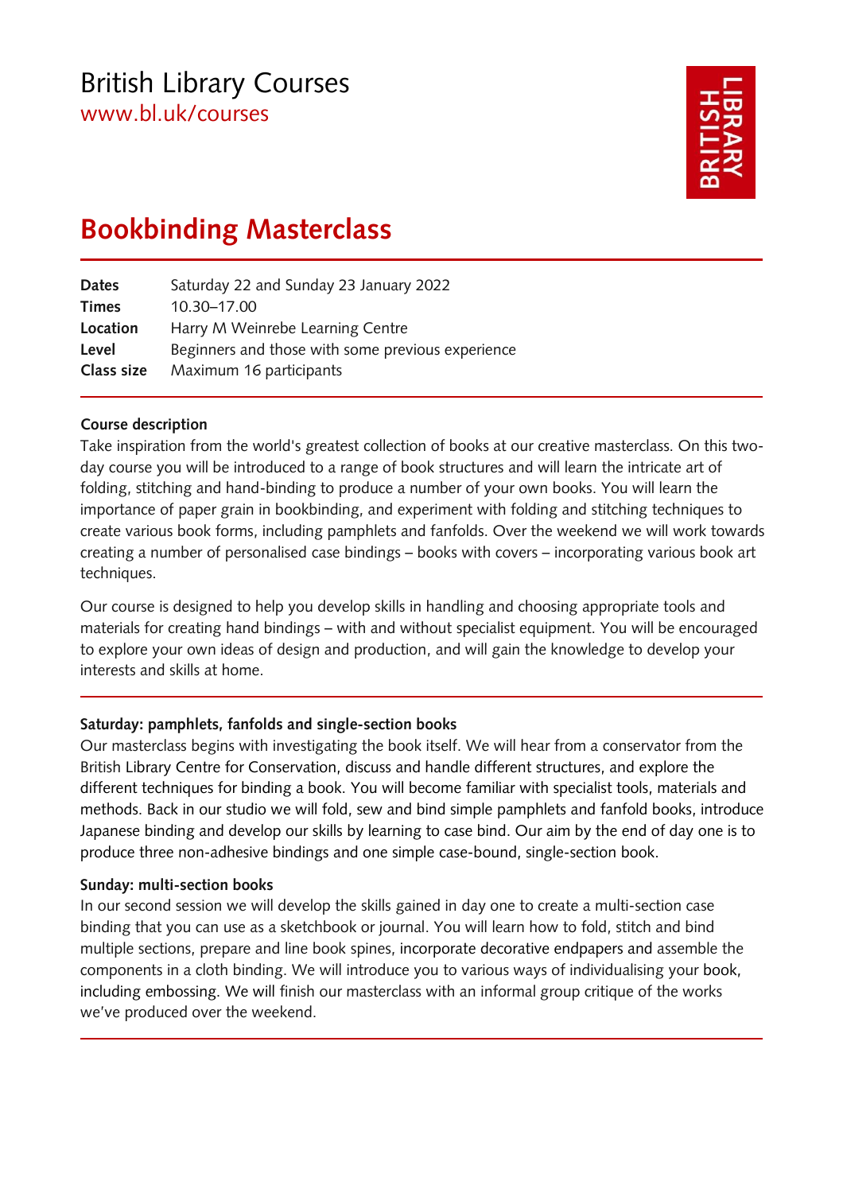# British Library Courses

www.bl.uk/courses

## Bookbinding Masterclass

| | |
|---|---|
| **Dates** | Saturday 22 and Sunday 23 January 2022 |
| **Times** | 10.30–17.00 |
| **Location** | Harry M Weinrebe Learning Centre |
| **Level** | Beginners and those with some previous experience |
| **Class size** | Maximum 16 participants |

### Course description

Take inspiration from the world's greatest collection of books at our creative masterclass. On this two-day course you will be introduced to a range of book structures and will learn the intricate art of folding, stitching and hand-binding to produce a number of your own books. You will learn the importance of paper grain in bookbinding, and experiment with folding and stitching techniques to create various book forms, including pamphlets and fanfolds. Over the weekend we will work towards creating a number of personalised case bindings – books with covers – incorporating various book art techniques.

Our course is designed to help you develop skills in handling and choosing appropriate tools and materials for creating hand bindings – with and without specialist equipment. You will be encouraged to explore your own ideas of design and production, and will gain the knowledge to develop your interests and skills at home.

### Saturday: pamphlets, fanfolds and single-section books

Our masterclass begins with investigating the book itself. We will hear from a conservator from the British Library Centre for Conservation, discuss and handle different structures, and explore the different techniques for binding a book. You will become familiar with specialist tools, materials and methods. Back in our studio we will fold, sew and bind simple pamphlets and fanfold books, introduce Japanese binding and develop our skills by learning to case bind. Our aim by the end of day one is to produce three non-adhesive bindings and one simple case-bound, single-section book.

### Sunday: multi-section books

In our second session we will develop the skills gained in day one to create a multi-section case binding that you can use as a sketchbook or journal. You will learn how to fold, stitch and bind multiple sections, prepare and line book spines, incorporate decorative endpapers and assemble the components in a cloth binding. We will introduce you to various ways of individualising your book, including embossing. We will finish our masterclass with an informal group critique of the works we've produced over the weekend.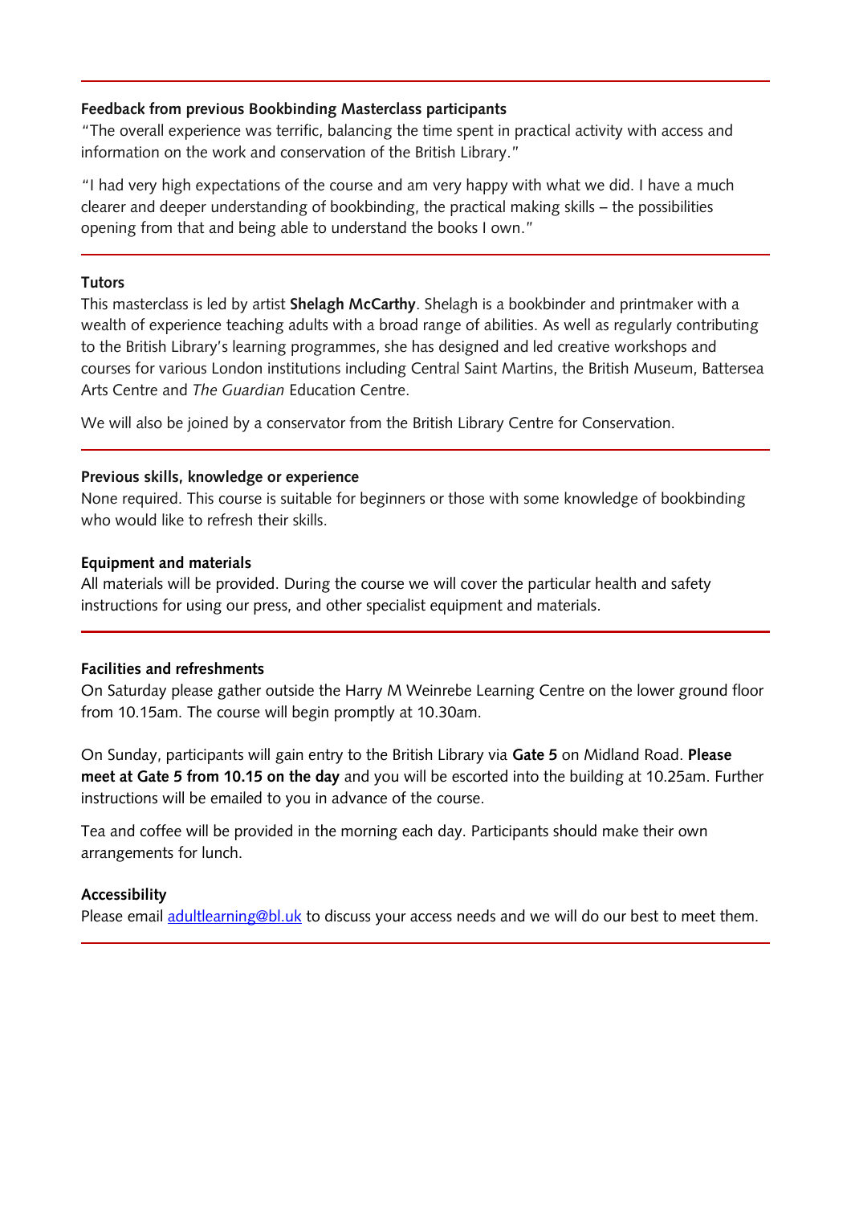**Feedback from previous Bookbinding Masterclass participants**

"The overall experience was terrific, balancing the time spent in practical activity with access and information on the work and conservation of the British Library."

"I had very high expectations of the course and am very happy with what we did. I have a much clearer and deeper understanding of bookbinding, the practical making skills – the possibilities opening from that and being able to understand the books I own."

**Tutors**

This masterclass is led by artist **Shelagh McCarthy**. Shelagh is a bookbinder and printmaker with a wealth of experience teaching adults with a broad range of abilities. As well as regularly contributing to the British Library's learning programmes, she has designed and led creative workshops and courses for various London institutions including Central Saint Martins, the British Museum, Battersea Arts Centre and *The Guardian* Education Centre.

We will also be joined by a conservator from the British Library Centre for Conservation.

**Previous skills, knowledge or experience**

None required. This course is suitable for beginners or those with some knowledge of bookbinding who would like to refresh their skills.

**Equipment and materials**

All materials will be provided. During the course we will cover the particular health and safety instructions for using our press, and other specialist equipment and materials.

**Facilities and refreshments**

On Saturday please gather outside the Harry M Weinrebe Learning Centre on the lower ground floor from 10.15am. The course will begin promptly at 10.30am.

On Sunday, participants will gain entry to the British Library via **Gate 5** on Midland Road. **Please meet at Gate 5 from 10.15 on the day** and you will be escorted into the building at 10.25am. Further instructions will be emailed to you in advance of the course.

Tea and coffee will be provided in the morning each day. Participants should make their own arrangements for lunch.

**Accessibility**

Please email adultlearning@bl.uk to discuss your access needs and we will do our best to meet them.